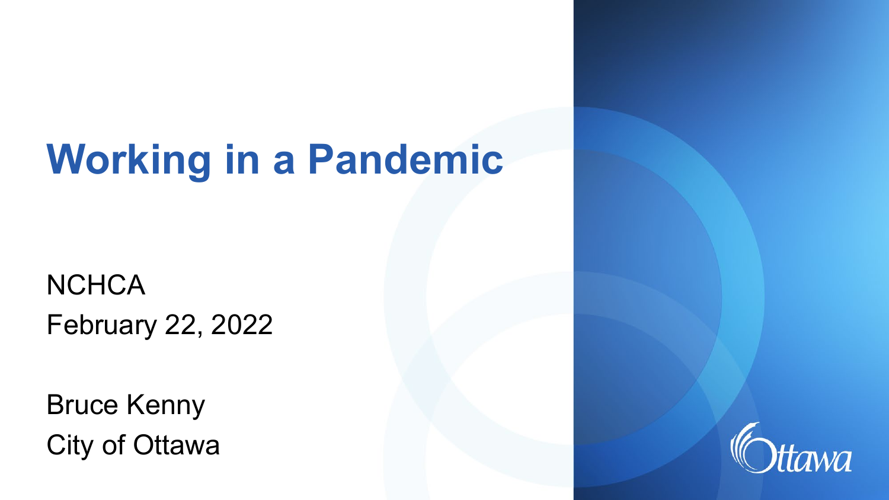# Working in a Pandemic

NCHCA
February 22, 2022

Bruce Kenny
City of Ottawa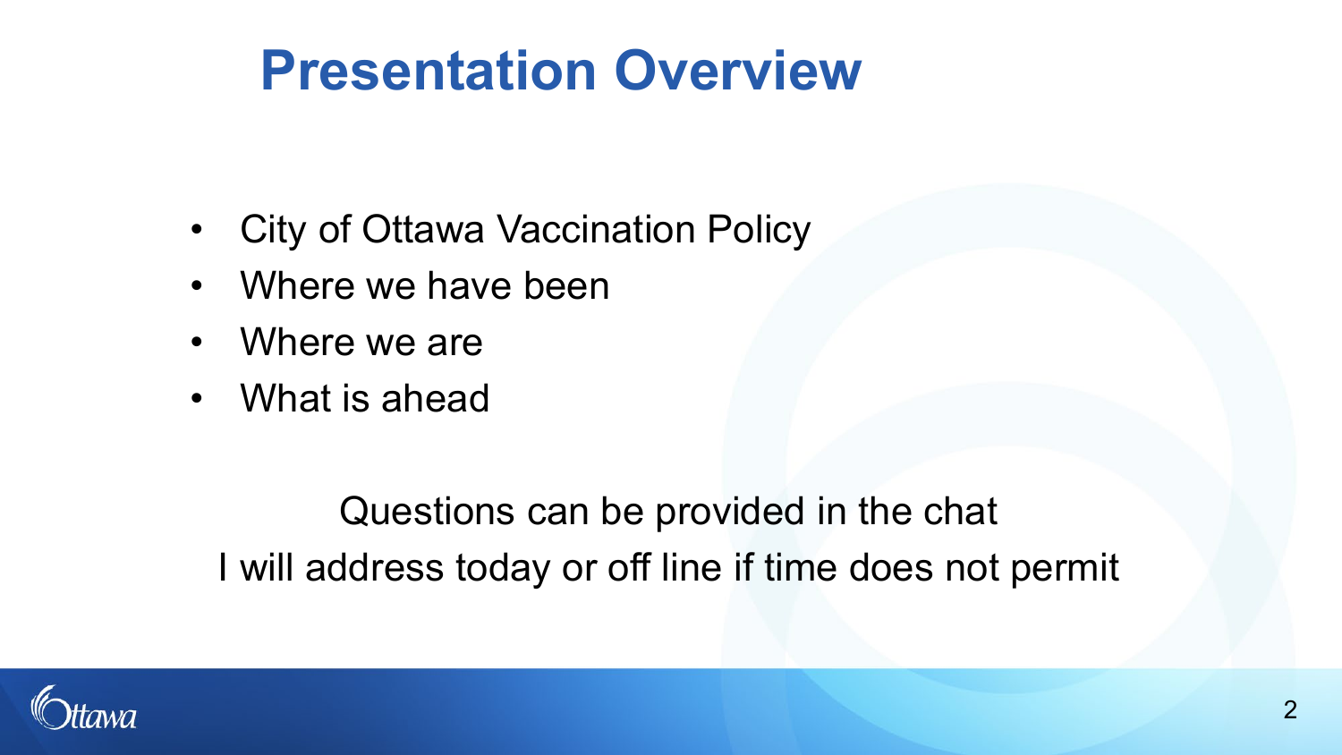# Presentation Overview

- City of Ottawa Vaccination Policy
- Where we have been
- Where we are
- What is ahead

Questions can be provided in the chat
I will address today or off line if time does not permit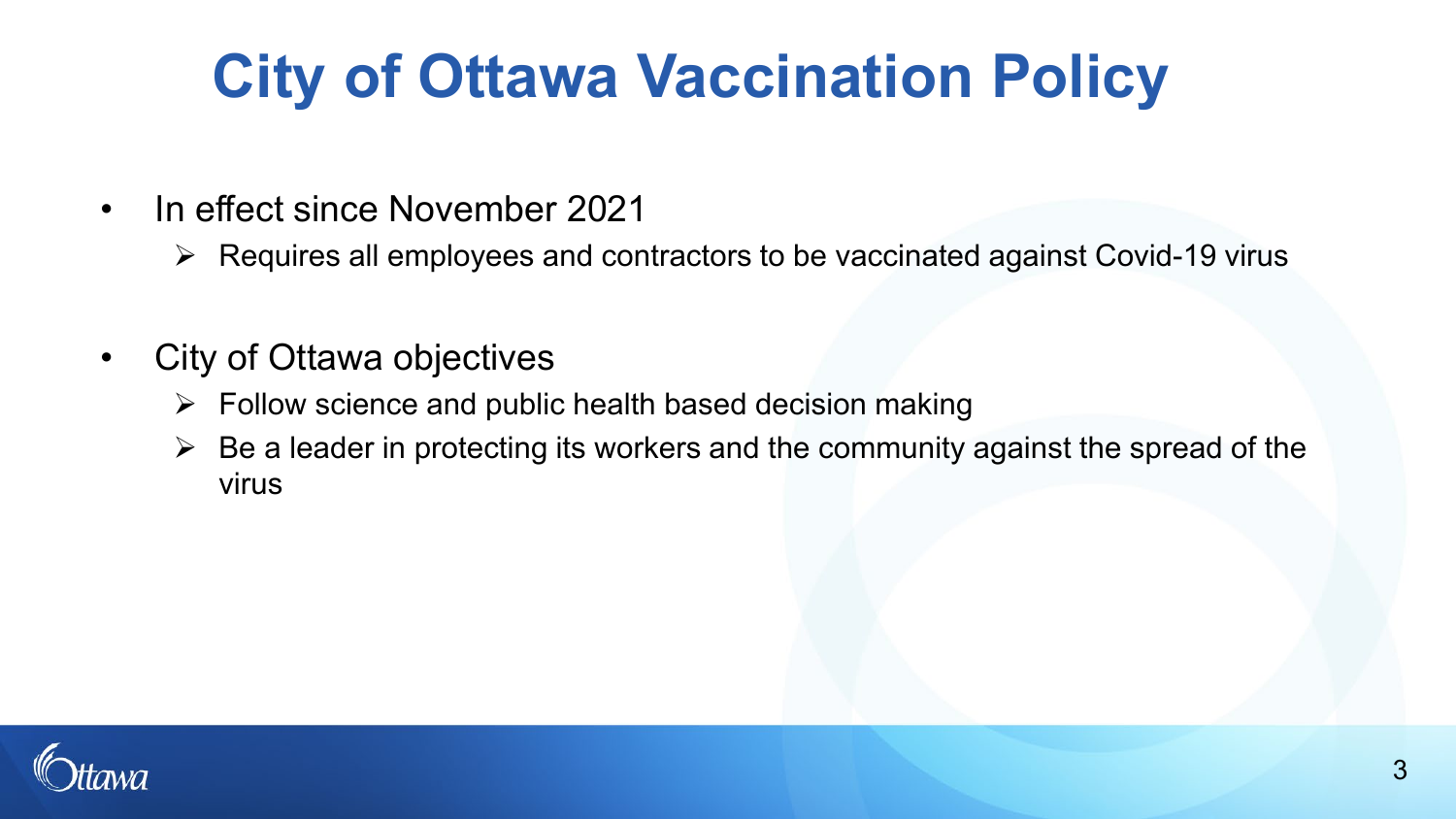# City of Ottawa Vaccination Policy

- In effect since November 2021
  - Requires all employees and contractors to be vaccinated against Covid-19 virus

- City of Ottawa objectives
  - Follow science and public health based decision making
  - Be a leader in protecting its workers and the community against the spread of the virus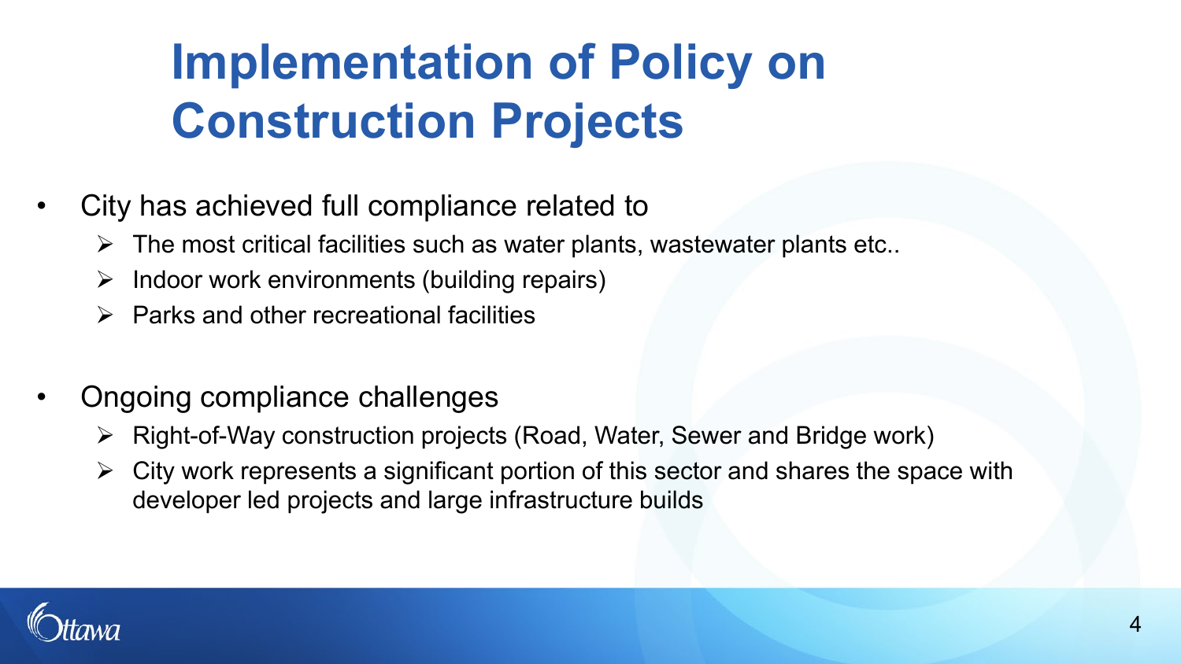# Implementation of Policy on Construction Projects

- City has achieved full compliance related to
  - The most critical facilities such as water plants, wastewater plants etc..
  - Indoor work environments (building repairs)
  - Parks and other recreational facilities

- Ongoing compliance challenges
  - Right-of-Way construction projects (Road, Water, Sewer and Bridge work)
  - City work represents a significant portion of this sector and shares the space with developer led projects and large infrastructure builds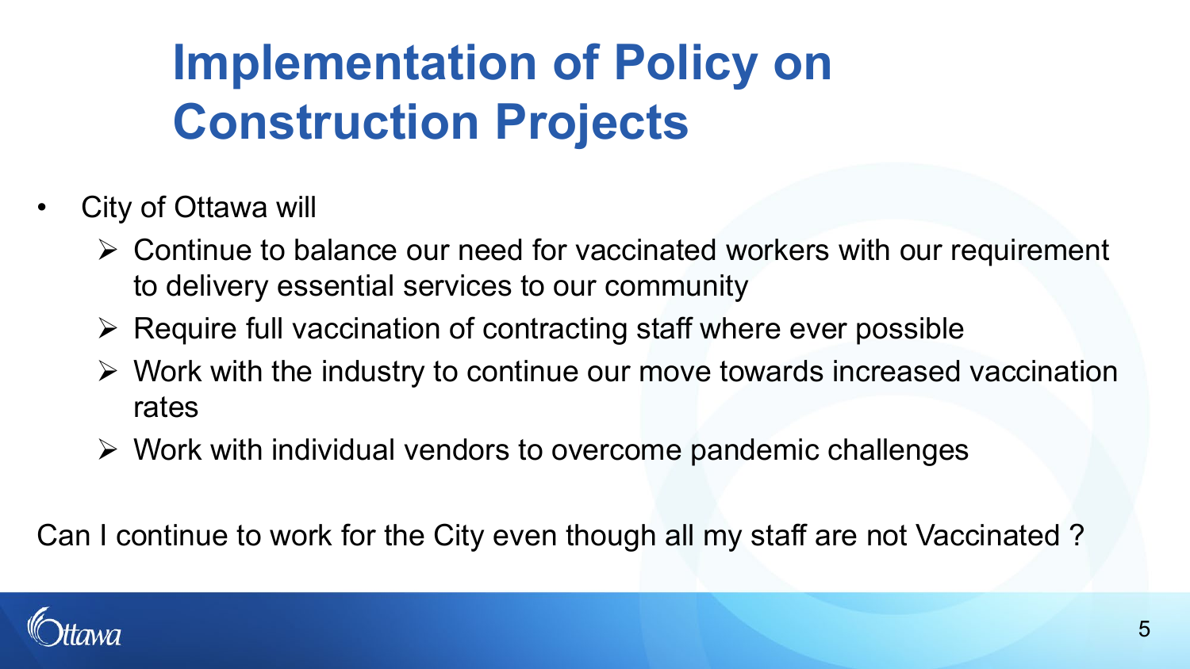# Implementation of Policy on Construction Projects

- City of Ottawa will
  - Continue to balance our need for vaccinated workers with our requirement to delivery essential services to our community
  - Require full vaccination of contracting staff where ever possible
  - Work with the industry to continue our move towards increased vaccination rates
  - Work with individual vendors to overcome pandemic challenges

Can I continue to work for the City even though all my staff are not Vaccinated ?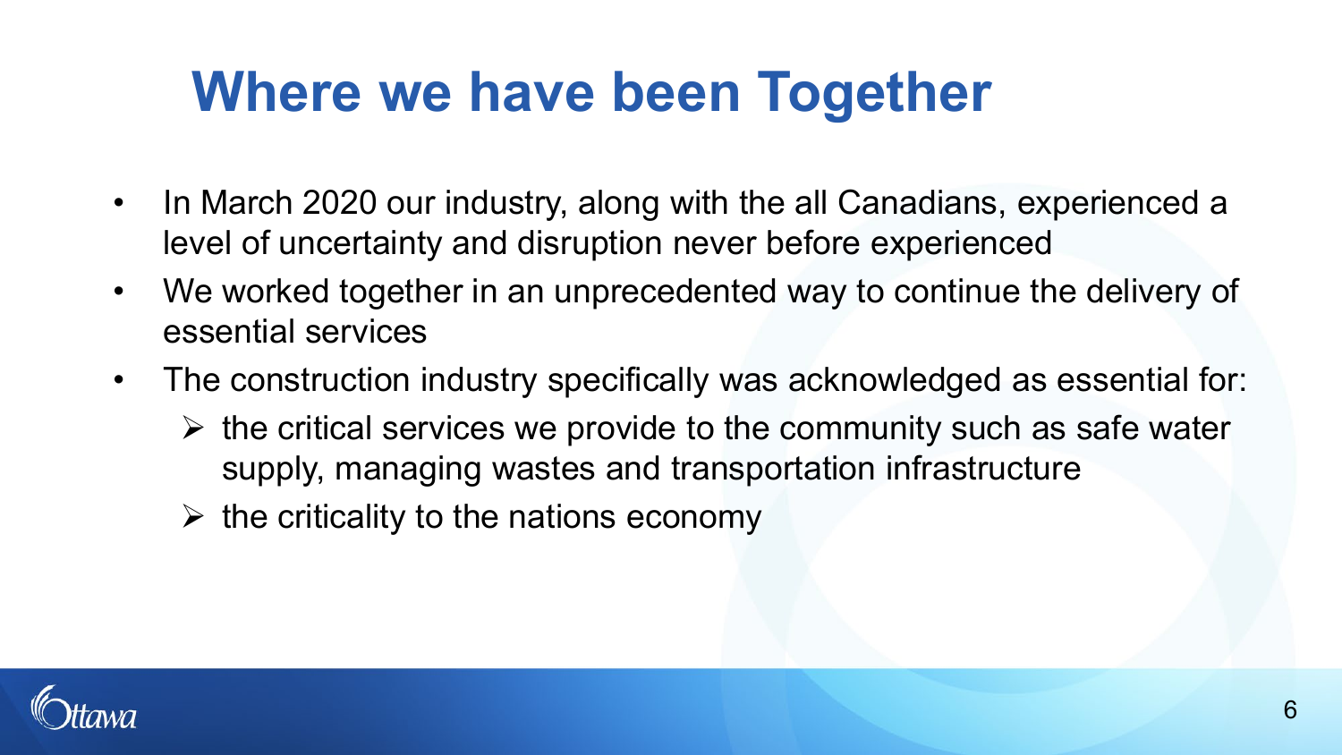# Where we have been Together

- In March 2020 our industry, along with the all Canadians, experienced a level of uncertainty and disruption never before experienced
- We worked together in an unprecedented way to continue the delivery of essential services
- The construction industry specifically was acknowledged as essential for:
  - the critical services we provide to the community such as safe water supply, managing wastes and transportation infrastructure
  - the criticality to the nations economy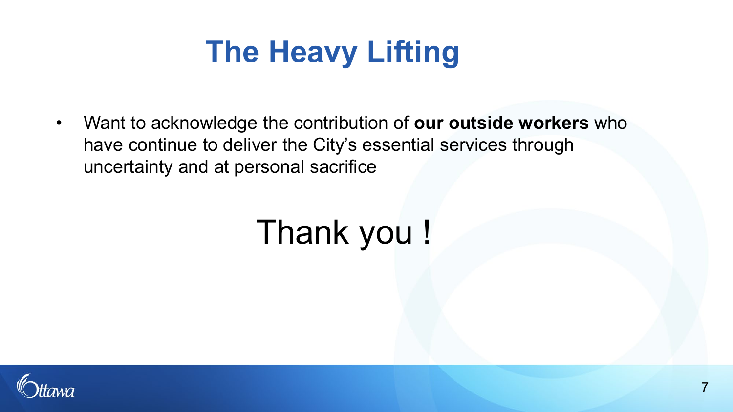# The Heavy Lifting

- Want to acknowledge the contribution of **our outside workers** who have continue to deliver the City's essential services through uncertainty and at personal sacrifice

Thank you !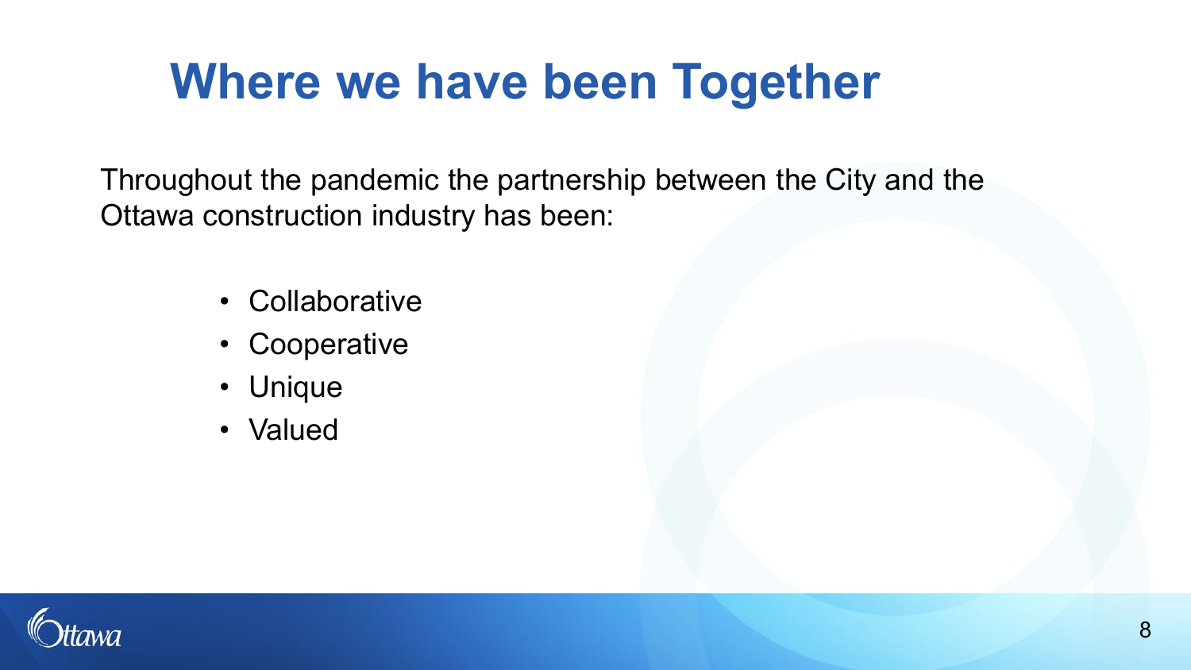# Where we have been Together

Throughout the pandemic the partnership between the City and the Ottawa construction industry has been:

- Collaborative
- Cooperative
- Unique
- Valued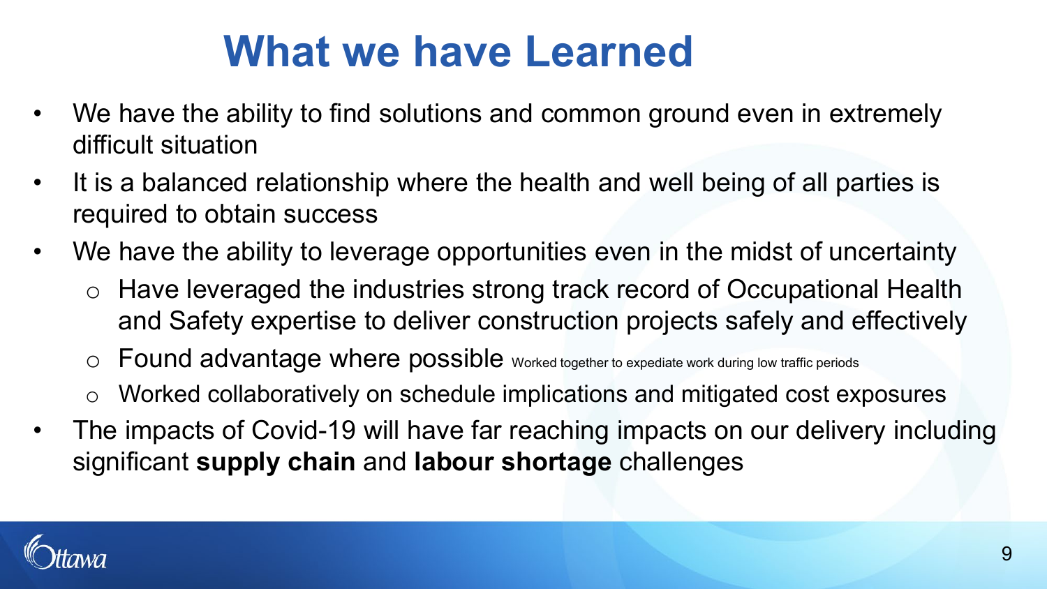# What we have Learned

- We have the ability to find solutions and common ground even in extremely difficult situation
- It is a balanced relationship where the health and well being of all parties is required to obtain success
- We have the ability to leverage opportunities even in the midst of uncertainty
  - Have leveraged the industries strong track record of Occupational Health and Safety expertise to deliver construction projects safely and effectively
  - Found advantage where possible Worked together to expediate work during low traffic periods
  - Worked collaboratively on schedule implications and mitigated cost exposures
- The impacts of Covid-19 will have far reaching impacts on our delivery including significant **supply chain** and **labour shortage** challenges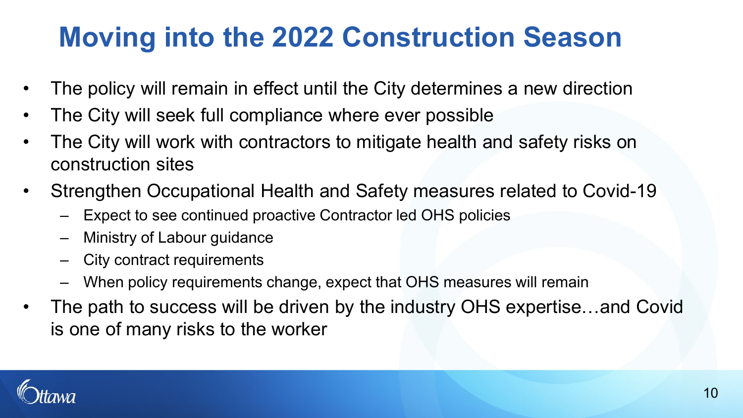# Moving into the 2022 Construction Season

- The policy will remain in effect until the City determines a new direction
- The City will seek full compliance where ever possible
- The City will work with contractors to mitigate health and safety risks on construction sites
- Strengthen Occupational Health and Safety measures related to Covid-19
  - Expect to see continued proactive Contractor led OHS policies
  - Ministry of Labour guidance
  - City contract requirements
  - When policy requirements change, expect that OHS measures will remain
- The path to success will be driven by the industry OHS expertise…and Covid is one of many risks to the worker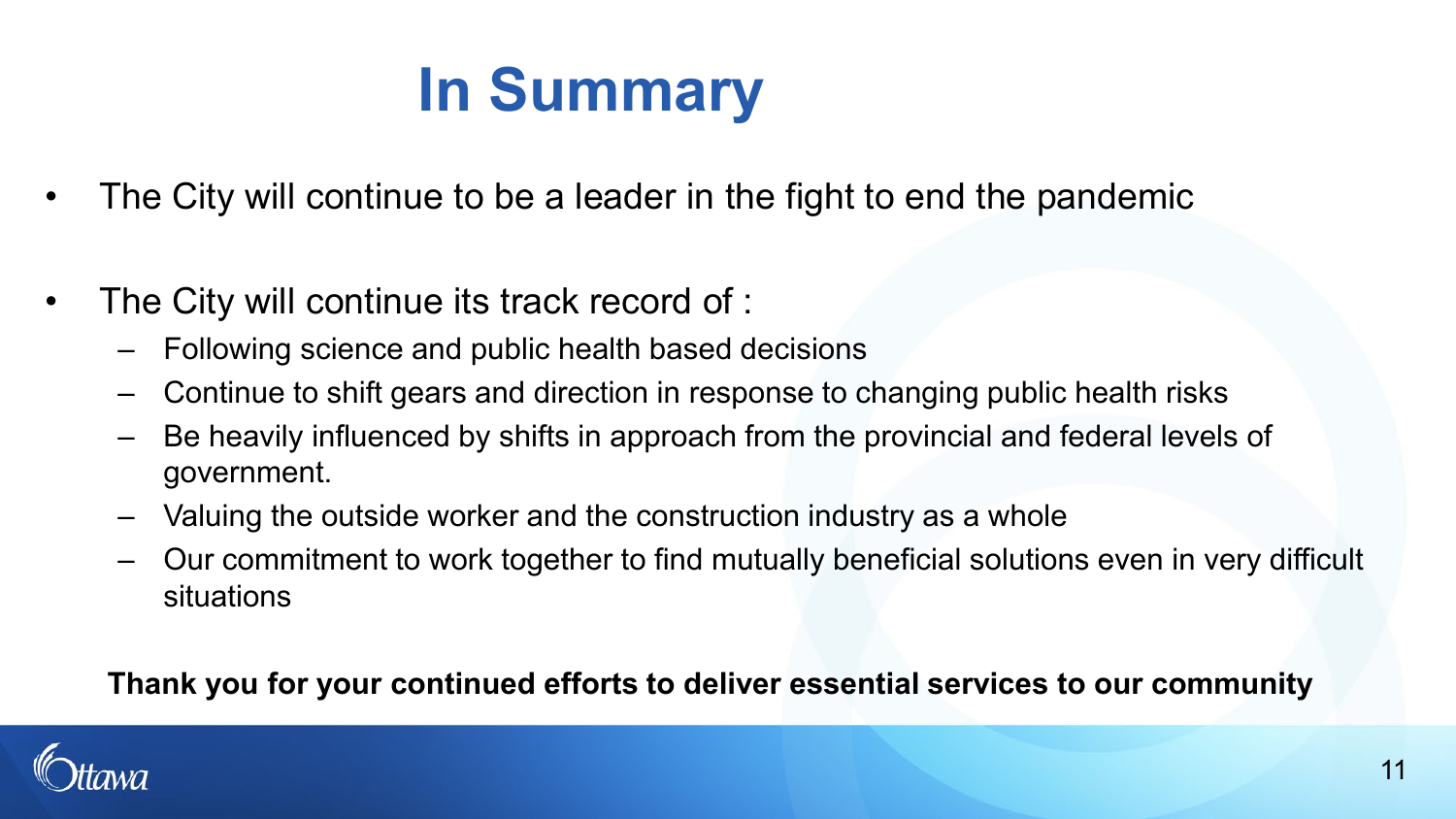# In Summary

- The City will continue to be a leader in the fight to end the pandemic

- The City will continue its track record of :
  - Following science and public health based decisions
  - Continue to shift gears and direction in response to changing public health risks
  - Be heavily influenced by shifts in approach from the provincial and federal levels of government.
  - Valuing the outside worker and the construction industry as a whole
  - Our commitment to work together to find mutually beneficial solutions even in very difficult situations

**Thank you for your continued efforts to deliver essential services to our community**